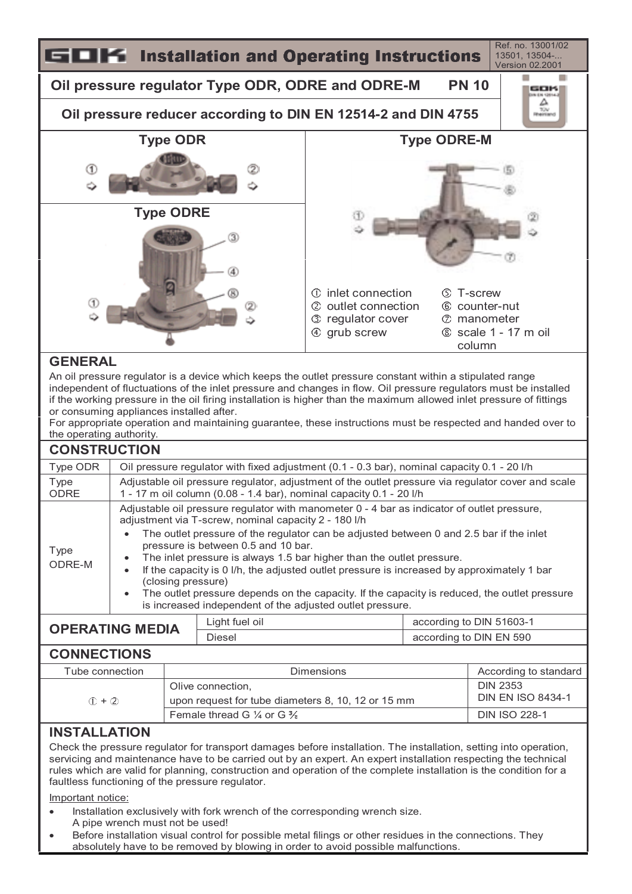# GOK Installation and Operating Instructions

Ref. no. 13001/02
13501, 13504-...
Version 02.2001

## Oil pressure regulator Type ODR, ODRE and ODRE-M PN 10

## Oil pressure reducer according to DIN EN 12514-2 and DIN 4755

**Type ODR**

**Type ODRE**

**Type ODRE-M**

① inlet connection
② outlet connection
③ regulator cover
④ grub screw
⑤ T-screw
⑥ counter-nut
⑦ manometer
⑧ scale 1 - 17 m oil column

## GENERAL

An oil pressure regulator is a device which keeps the outlet pressure constant within a stipulated range independent of fluctuations of the inlet pressure and changes in flow. Oil pressure regulators must be installed if the working pressure in the oil firing installation is higher than the maximum allowed inlet pressure of fittings or consuming appliances installed after.

For appropriate operation and maintaining guarantee, these instructions must be respected and handed over to the operating authority.

## CONSTRUCTION

| Type | Description |
|---|---|
| Type ODR | Oil pressure regulator with fixed adjustment (0.1 - 0.3 bar), nominal capacity 0.1 - 20 l/h |
| Type ODRE | Adjustable oil pressure regulator, adjustment of the outlet pressure via regulator cover and scale 1 - 17 m oil column (0.08 - 1.4 bar), nominal capacity 0.1 - 20 l/h |
| Type ODRE-M | Adjustable oil pressure regulator with manometer 0 - 4 bar as indicator of outlet pressure, adjustment via T-screw, nominal capacity 2 - 180 l/h<br>• The outlet pressure of the regulator can be adjusted between 0 and 2.5 bar if the inlet pressure is between 0.5 and 10 bar.<br>• The inlet pressure is always 1.5 bar higher than the outlet pressure.<br>• If the capacity is 0 l/h, the adjusted outlet pressure is increased by approximately 1 bar (closing pressure)<br>• The outlet pressure depends on the capacity. If the capacity is reduced, the outlet pressure is increased independent of the adjusted outlet pressure. |

## OPERATING MEDIA

| OPERATING MEDIA | Medium | Standard |
|---|---|---|
| | Light fuel oil | according to DIN 51603-1 |
| | Diesel | according to DIN EN 590 |

## CONNECTIONS

| Tube connection | Dimensions | According to standard |
|---|---|---|
| ① + ② | Olive connection, upon request for tube diameters 8, 10, 12 or 15 mm | DIN 2353<br>DIN EN ISO 8434-1 |
| | Female thread G ¼ or G ⅜ | DIN ISO 228-1 |

## INSTALLATION

Check the pressure regulator for transport damages before installation. The installation, setting into operation, servicing and maintenance have to be carried out by an expert. An expert installation respecting the technical rules which are valid for planning, construction and operation of the complete installation is the condition for a faultless functioning of the pressure regulator.

Important notice:

- Installation exclusively with fork wrench of the corresponding wrench size. A pipe wrench must not be used!
- Before installation visual control for possible metal filings or other residues in the connections. They absolutely have to be removed by blowing in order to avoid possible malfunctions.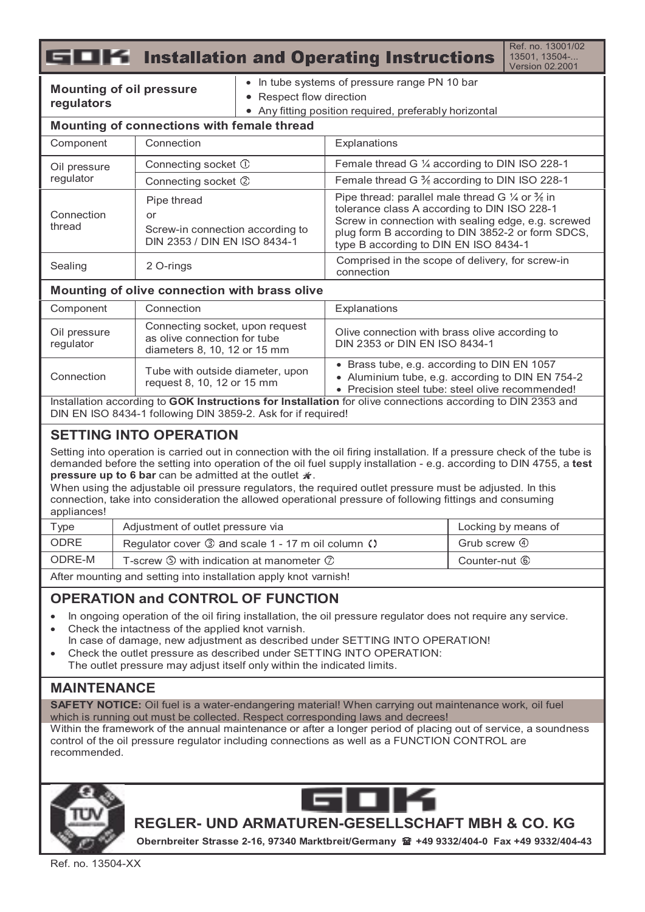# GOK Installation and Operating Instructions

Ref. no. 13001/02
13501, 13504-...
Version 02.2001

| | |
|---|---|
| **Mounting of oil pressure regulators** | • In tube systems of pressure range PN 10 bar<br>• Respect flow direction<br>• Any fitting position required, preferably horizontal |

## Mounting of connections with female thread

| Component | Connection | Explanations |
|---|---|---|
| Oil pressure regulator | Connecting socket ① | Female thread G ¼ according to DIN ISO 228-1 |
| | Connecting socket ② | Female thread G ⅜ according to DIN ISO 228-1 |
| Connection thread | Pipe thread<br>or<br>Screw-in connection according to DIN 2353 / DIN EN ISO 8434-1 | Pipe thread: parallel male thread G ¼ or ⅜ in tolerance class A according to DIN ISO 228-1<br>Screw in connection with sealing edge, e.g. screwed plug form B according to DIN 3852-2 or form SDCS, type B according to DIN EN ISO 8434-1 |
| Sealing | 2 O-rings | Comprised in the scope of delivery, for screw-in connection |

## Mounting of olive connection with brass olive

| Component | Connection | Explanations |
|---|---|---|
| Oil pressure regulator | Connecting socket, upon request as olive connection for tube diameters 8, 10, 12 or 15 mm | Olive connection with brass olive according to DIN 2353 or DIN EN ISO 8434-1 |
| Connection | Tube with outside diameter, upon request 8, 10, 12 or 15 mm | • Brass tube, e.g. according to DIN EN 1057<br>• Aluminium tube, e.g. according to DIN EN 754-2<br>• Precision steel tube: steel olive recommended! |

Installation according to **GOK Instructions for Installation** for olive connections according to DIN 2353 and DIN EN ISO 8434-1 following DIN 3859-2. Ask for if required!

## SETTING INTO OPERATION

Setting into operation is carried out in connection with the oil firing installation. If a pressure check of the tube is demanded before the setting into operation of the oil fuel supply installation - e.g. according to DIN 4755, a **test pressure up to 6 bar** can be admitted at the outlet ☀.
When using the adjustable oil pressure regulators, the required outlet pressure must be adjusted. In this connection, take into consideration the allowed operational pressure of following fittings and consuming appliances!

| Type | Adjustment of outlet pressure via | Locking by means of |
|---|---|---|
| ODRE | Regulator cover ③ and scale 1 - 17 m oil column ⟲ | Grub screw ④ |
| ODRE-M | T-screw ⑤ with indication at manometer ⑦ | Counter-nut ⑥ |

After mounting and setting into installation apply knot varnish!

## OPERATION and CONTROL OF FUNCTION

- In ongoing operation of the oil firing installation, the oil pressure regulator does not require any service.
- Check the intactness of the applied knot varnish.
  In case of damage, new adjustment as described under SETTING INTO OPERATION!
- Check the outlet pressure as described under SETTING INTO OPERATION:
  The outlet pressure may adjust itself only within the indicated limits.

## MAINTENANCE

**SAFETY NOTICE:** Oil fuel is a water-endangering material! When carrying out maintenance work, oil fuel which is running out must be collected. Respect corresponding laws and decrees!
Within the framework of the annual maintenance or after a longer period of placing out of service, a soundness control of the oil pressure regulator including connections as well as a FUNCTION CONTROL are recommended.

**GOK**
**REGLER- UND ARMATUREN-GESELLSCHAFT MBH & CO. KG**
**Obernbreiter Strasse 2-16, 97340 Marktbreit/Germany ☎ +49 9332/404-0 Fax +49 9332/404-43**

Ref. no. 13504-XX